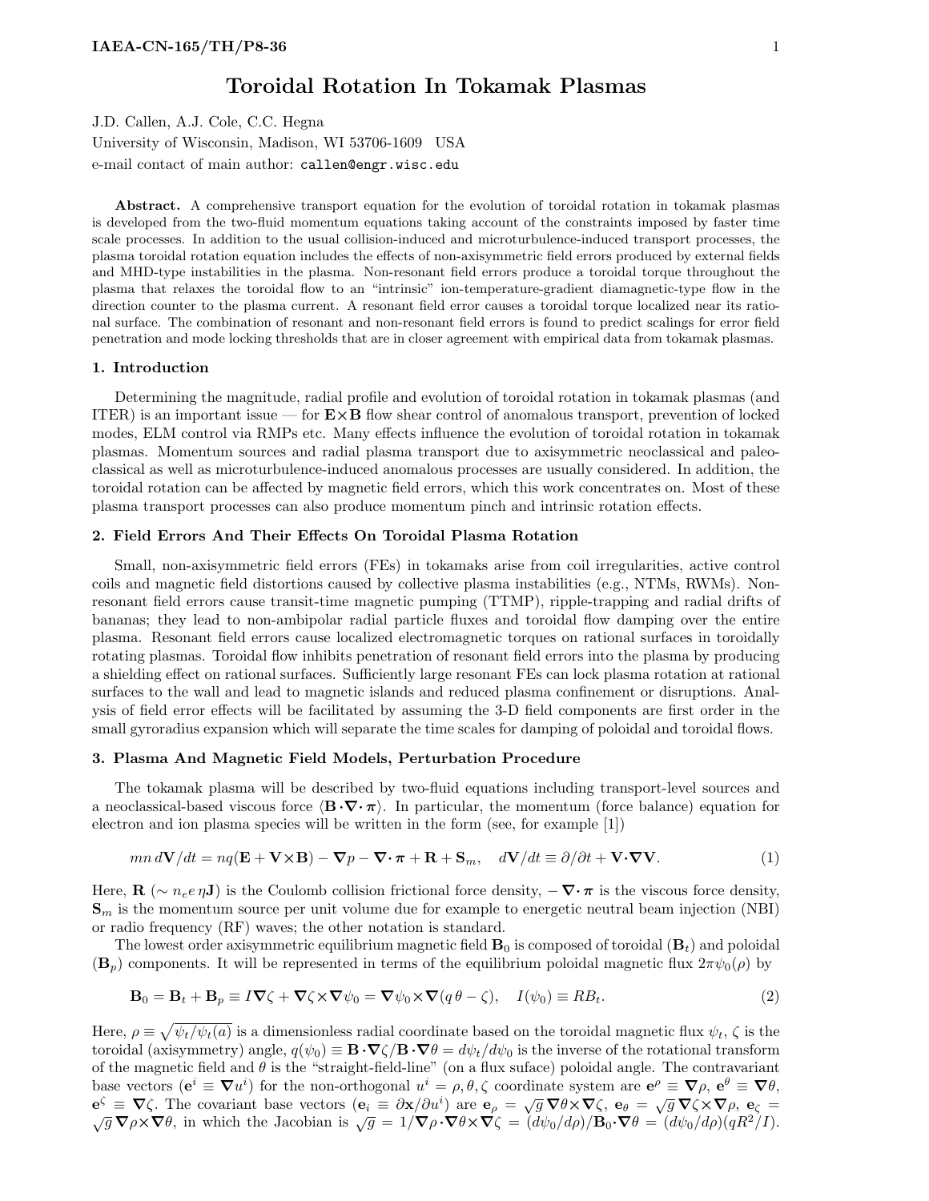# Toroidal Rotation In Tokamak Plasmas

J.D. Callen, A.J. Cole, C.C. Hegna

University of Wisconsin, Madison, WI 53706-1609 USA

e-mail contact of main author: callen@engr.wisc.edu

**Abstract.** A comprehensive transport equation for the evolution of toroidal rotation in tokamak plasmas is developed from the two-fluid momentum equations taking account of the constraints imposed by faster time scale processes. In addition to the usual collision-induced and microturbulence-induced transport processes, the plasma toroidal rotation equation includes the effects of non-axisymmetric field errors produced by external fields and MHD-type instabilities in the plasma. Non-resonant field errors produce a toroidal torque throughout the plasma that relaxes the toroidal flow to an "intrinsic" ion-temperature-gradient diamagnetic-type flow in the direction counter to the plasma current. A resonant field error causes a toroidal torque localized near its rational surface. The combination of resonant and non-resonant field errors is found to predict scalings for error field penetration and mode locking thresholds that are in closer agreement with empirical data from tokamak plasmas.

## 1. Introduction

Determining the magnitude, radial profile and evolution of toroidal rotation in tokamak plasmas (and ITER) is an important issue — for $\mathbf{E}\times\mathbf{B}$ flow shear control of anomalous transport, prevention of locked modes, ELM control via RMPs etc. Many effects influence the evolution of toroidal rotation in tokamak plasmas. Momentum sources and radial plasma transport due to axisymmetric neoclassical and paleoclassical as well as microturbulence-induced anomalous processes are usually considered. In addition, the toroidal rotation can be affected by magnetic field errors, which this work concentrates on. Most of these plasma transport processes can also produce momentum pinch and intrinsic rotation effects.

## 2. Field Errors And Their Effects On Toroidal Plasma Rotation

Small, non-axisymmetric field errors (FEs) in tokamaks arise from coil irregularities, active control coils and magnetic field distortions caused by collective plasma instabilities (e.g., NTMs, RWMs). Non-resonant field errors cause transit-time magnetic pumping (TTMP), ripple-trapping and radial drifts of bananas; they lead to non-ambipolar radial particle fluxes and toroidal flow damping over the entire plasma. Resonant field errors cause localized electromagnetic torques on rational surfaces in toroidally rotating plasmas. Toroidal flow inhibits penetration of resonant field errors into the plasma by producing a shielding effect on rational surfaces. Sufficiently large resonant FEs can lock plasma rotation at rational surfaces to the wall and lead to magnetic islands and reduced plasma confinement or disruptions. Analysis of field error effects will be facilitated by assuming the 3-D field components are first order in the small gyroradius expansion which will separate the time scales for damping of poloidal and toroidal flows.

## 3. Plasma And Magnetic Field Models, Perturbation Procedure

The tokamak plasma will be described by two-fluid equations including transport-level sources and a neoclassical-based viscous force $\langle \mathbf{B}\cdot\boldsymbol{\nabla}\cdot\boldsymbol{\pi}\rangle$. In particular, the momentum (force balance) equation for electron and ion plasma species will be written in the form (see, for example [1])

$$mn\, d\mathbf{V}/dt = nq(\mathbf{E} + \mathbf{V}\times\mathbf{B}) - \boldsymbol{\nabla} p - \boldsymbol{\nabla}\cdot\boldsymbol{\pi} + \mathbf{R} + \mathbf{S}_m, \quad d\mathbf{V}/dt \equiv \partial/\partial t + \mathbf{V}\cdot\boldsymbol{\nabla}\mathbf{V}. \tag{1}$$

Here, $\mathbf{R}$ ($\sim n_e e\, \eta \mathbf{J}$) is the Coulomb collision frictional force density, $-\boldsymbol{\nabla}\cdot\boldsymbol{\pi}$ is the viscous force density, $\mathbf{S}_m$ is the momentum source per unit volume due for example to energetic neutral beam injection (NBI) or radio frequency (RF) waves; the other notation is standard.

The lowest order axisymmetric equilibrium magnetic field $\mathbf{B}_0$ is composed of toroidal ($\mathbf{B}_t$) and poloidal ($\mathbf{B}_p$) components. It will be represented in terms of the equilibrium poloidal magnetic flux $2\pi\psi_0(\rho)$ by

$$\mathbf{B}_0 = \mathbf{B}_t + \mathbf{B}_p \equiv I\boldsymbol{\nabla}\zeta + \boldsymbol{\nabla}\zeta\times\boldsymbol{\nabla}\psi_0 = \boldsymbol{\nabla}\psi_0\times\boldsymbol{\nabla}(q\,\theta - \zeta), \quad I(\psi_0) \equiv RB_t. \tag{2}$$

Here, $\rho \equiv \sqrt{\psi_t/\psi_t(a)}$ is a dimensionless radial coordinate based on the toroidal magnetic flux $\psi_t$, $\zeta$ is the toroidal (axisymmetry) angle, $q(\psi_0) \equiv \mathbf{B}\cdot\boldsymbol{\nabla}\zeta/\mathbf{B}\cdot\boldsymbol{\nabla}\theta = d\psi_t/d\psi_0$ is the inverse of the rotational transform of the magnetic field and $\theta$ is the "straight-field-line" (on a flux suface) poloidal angle. The contravariant base vectors ($\mathbf{e}^i \equiv \boldsymbol{\nabla}u^i$) for the non-orthogonal $u^i = \rho, \theta, \zeta$ coordinate system are $\mathbf{e}^\rho \equiv \boldsymbol{\nabla}\rho$, $\mathbf{e}^\theta \equiv \boldsymbol{\nabla}\theta$, $\mathbf{e}^\zeta \equiv \boldsymbol{\nabla}\zeta$. The covariant base vectors ($\mathbf{e}_i \equiv \partial\mathbf{x}/\partial u^i$) are $\mathbf{e}_\rho = \sqrt{g}\,\boldsymbol{\nabla}\theta\times\boldsymbol{\nabla}\zeta$, $\mathbf{e}_\theta = \sqrt{g}\,\boldsymbol{\nabla}\zeta\times\boldsymbol{\nabla}\rho$, $\mathbf{e}_\zeta = \sqrt{g}\,\boldsymbol{\nabla}\rho\times\boldsymbol{\nabla}\theta$, in which the Jacobian is $\sqrt{g} = 1/\boldsymbol{\nabla}\rho\cdot\boldsymbol{\nabla}\theta\times\boldsymbol{\nabla}\zeta = (d\psi_0/d\rho)/\mathbf{B}_0\cdot\boldsymbol{\nabla}\theta = (d\psi_0/d\rho)(qR^2/I)$.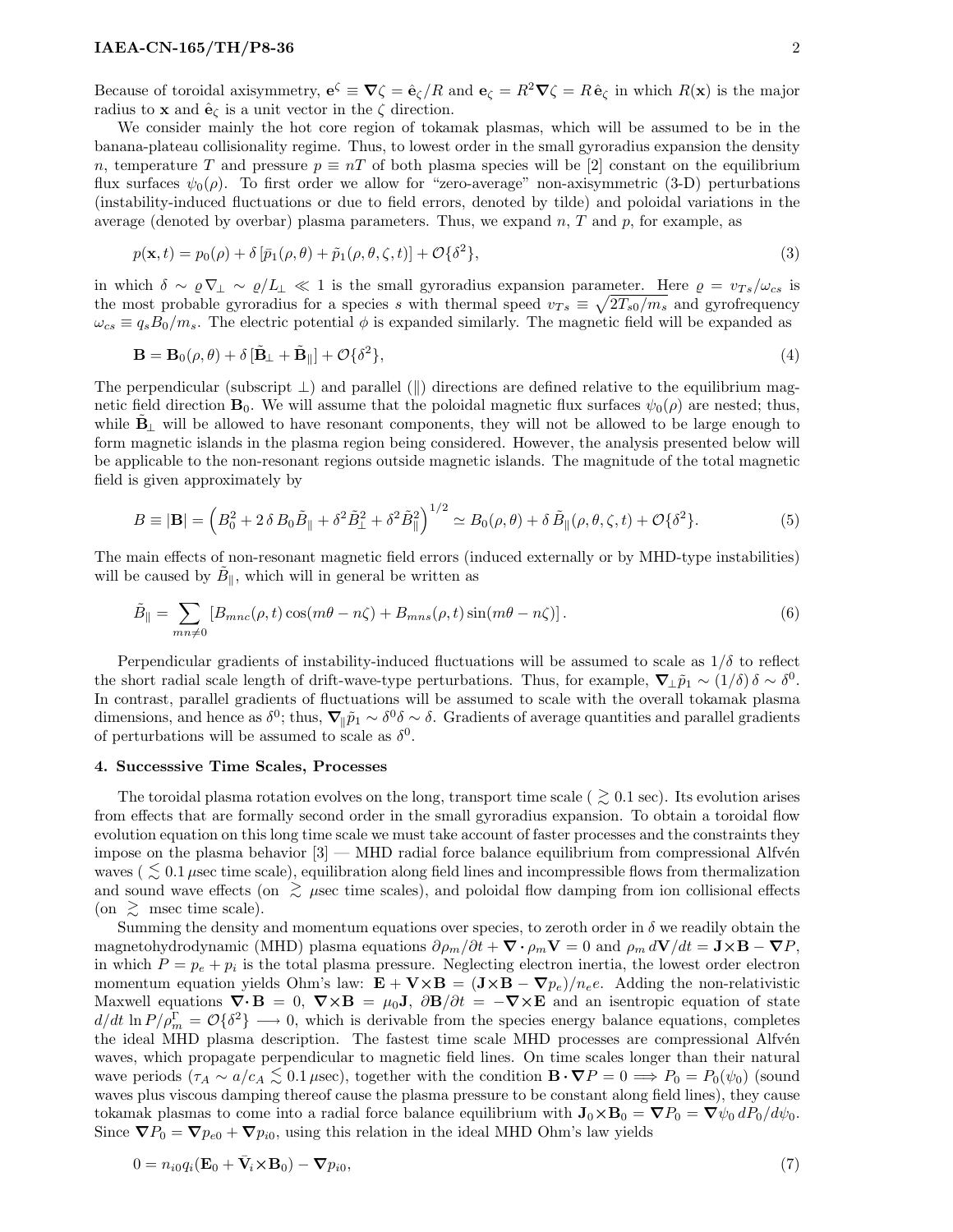Because of toroidal axisymmetry, $\mathbf{e}^{\zeta} \equiv \boldsymbol{\nabla}\zeta = \hat{\mathbf{e}}_{\zeta}/R$ and $\mathbf{e}_{\zeta} = R^2\boldsymbol{\nabla}\zeta = R\,\hat{\mathbf{e}}_{\zeta}$ in which $R(\mathbf{x})$ is the major radius to $\mathbf{x}$ and $\hat{\mathbf{e}}_{\zeta}$ is a unit vector in the $\zeta$ direction.

We consider mainly the hot core region of tokamak plasmas, which will be assumed to be in the banana-plateau collisionality regime. Thus, to lowest order in the small gyroradius expansion the density $n$, temperature $T$ and pressure $p \equiv nT$ of both plasma species will be [2] constant on the equilibrium flux surfaces $\psi_0(\rho)$. To first order we allow for "zero-average" non-axisymmetric (3-D) perturbations (instability-induced fluctuations or due to field errors, denoted by tilde) and poloidal variations in the average (denoted by overbar) plasma parameters. Thus, we expand $n$, $T$ and $p$, for example, as

$$p(\mathbf{x},t) = p_0(\rho) + \delta\,[\bar{p}_1(\rho,\theta) + \tilde{p}_1(\rho,\theta,\zeta,t)] + \mathcal{O}\{\delta^2\}, \tag{3}$$

in which $\delta \sim \varrho\nabla_\perp \sim \varrho/L_\perp \ll 1$ is the small gyroradius expansion parameter. Here $\varrho = v_{Ts}/\omega_{cs}$ is the most probable gyroradius for a species $s$ with thermal speed $v_{Ts} \equiv \sqrt{2T_{s0}/m_s}$ and gyrofrequency $\omega_{cs} \equiv q_s B_0/m_s$. The electric potential $\phi$ is expanded similarly. The magnetic field will be expanded as

$$\mathbf{B} = \mathbf{B}_0(\rho,\theta) + \delta\,[\tilde{\mathbf{B}}_\perp + \tilde{\mathbf{B}}_\parallel] + \mathcal{O}\{\delta^2\}, \tag{4}$$

The perpendicular (subscript $\perp$) and parallel ($\parallel$) directions are defined relative to the equilibrium magnetic field direction $\mathbf{B}_0$. We will assume that the poloidal magnetic flux surfaces $\psi_0(\rho)$ are nested; thus, while $\tilde{\mathbf{B}}_\perp$ will be allowed to have resonant components, they will not be allowed to be large enough to form magnetic islands in the plasma region being considered. However, the analysis presented below will be applicable to the non-resonant regions outside magnetic islands. The magnitude of the total magnetic field is given approximately by

$$B \equiv |\mathbf{B}| = \left(B_0^2 + 2\,\delta\,B_0\tilde{B}_\parallel + \delta^2\tilde{B}_\perp^2 + \delta^2\tilde{B}_\parallel^2\right)^{1/2} \simeq B_0(\rho,\theta) + \delta\,\tilde{B}_\parallel(\rho,\theta,\zeta,t) + \mathcal{O}\{\delta^2\}. \tag{5}$$

The main effects of non-resonant magnetic field errors (induced externally or by MHD-type instabilities) will be caused by $\tilde{B}_\parallel$, which will in general be written as

$$\tilde{B}_\parallel = \sum_{mn\neq 0}\left[B_{mnc}(\rho,t)\cos(m\theta - n\zeta) + B_{mns}(\rho,t)\sin(m\theta - n\zeta)\right]. \tag{6}$$

Perpendicular gradients of instability-induced fluctuations will be assumed to scale as $1/\delta$ to reflect the short radial scale length of drift-wave-type perturbations. Thus, for example, $\boldsymbol{\nabla}_\perp\tilde{p}_1 \sim (1/\delta)\,\delta \sim \delta^0$. In contrast, parallel gradients of fluctuations will be assumed to scale with the overall tokamak plasma dimensions, and hence as $\delta^0$; thus, $\boldsymbol{\nabla}_\parallel\tilde{p}_1 \sim \delta^0\delta \sim \delta$. Gradients of average quantities and parallel gradients of perturbations will be assumed to scale as $\delta^0$.

## 4. Successsive Time Scales, Processes

The toroidal plasma rotation evolves on the long, transport time scale ( $\gtrsim 0.1$ sec). Its evolution arises from effects that are formally second order in the small gyroradius expansion. To obtain a toroidal flow evolution equation on this long time scale we must take account of faster processes and the constraints they impose on the plasma behavior [3] — MHD radial force balance equilibrium from compressional Alfvén waves ( $\lesssim 0.1\,\mu$sec time scale), equilibration along field lines and incompressible flows from thermalization and sound wave effects (on $\gtrsim\,\mu$sec time scales), and poloidal flow damping from ion collisional effects (on $\gtrsim$ msec time scale).

Summing the density and momentum equations over species, to zeroth order in $\delta$ we readily obtain the magnetohydrodynamic (MHD) plasma equations $\partial\rho_m/\partial t + \boldsymbol{\nabla\cdot}\rho_m\mathbf{V} = 0$ and $\rho_m\,d\mathbf{V}/dt = \mathbf{J}\times\mathbf{B} - \boldsymbol{\nabla}P$, in which $P = p_e + p_i$ is the total plasma pressure. Neglecting electron inertia, the lowest order electron momentum equation yields Ohm's law: $\mathbf{E} + \mathbf{V}\times\mathbf{B} = (\mathbf{J}\times\mathbf{B} - \boldsymbol{\nabla}p_e)/n_e e$. Adding the non-relativistic Maxwell equations $\boldsymbol{\nabla\cdot}\mathbf{B} = 0$, $\boldsymbol{\nabla}\times\mathbf{B} = \mu_0\mathbf{J}$, $\partial\mathbf{B}/\partial t = -\boldsymbol{\nabla}\times\mathbf{E}$ and an isentropic equation of state $d/dt\,\ln P/\rho_m^\Gamma = \mathcal{O}\{\delta^2\} \longrightarrow 0$, which is derivable from the species energy balance equations, completes the ideal MHD plasma description. The fastest time scale MHD processes are compressional Alfvén waves, which propagate perpendicular to magnetic field lines. On time scales longer than their natural wave periods ($\tau_A \sim a/c_A \lesssim 0.1\,\mu$sec), together with the condition $\mathbf{B\cdot}\boldsymbol{\nabla}P = 0 \Longrightarrow P_0 = P_0(\psi_0)$ (sound waves plus viscous damping thereof cause the plasma pressure to be constant along field lines), they cause tokamak plasmas to come into a radial force balance equilibrium with $\mathbf{J}_0\times\mathbf{B}_0 = \boldsymbol{\nabla}P_0 = \boldsymbol{\nabla}\psi_0\,dP_0/d\psi_0$. Since $\boldsymbol{\nabla}P_0 = \boldsymbol{\nabla}p_{e0} + \boldsymbol{\nabla}p_{i0}$, using this relation in the ideal MHD Ohm's law yields

$$0 = n_{i0}q_i(\mathbf{E}_0 + \bar{\mathbf{V}}_i\times\mathbf{B}_0) - \boldsymbol{\nabla}p_{i0}, \tag{7}$$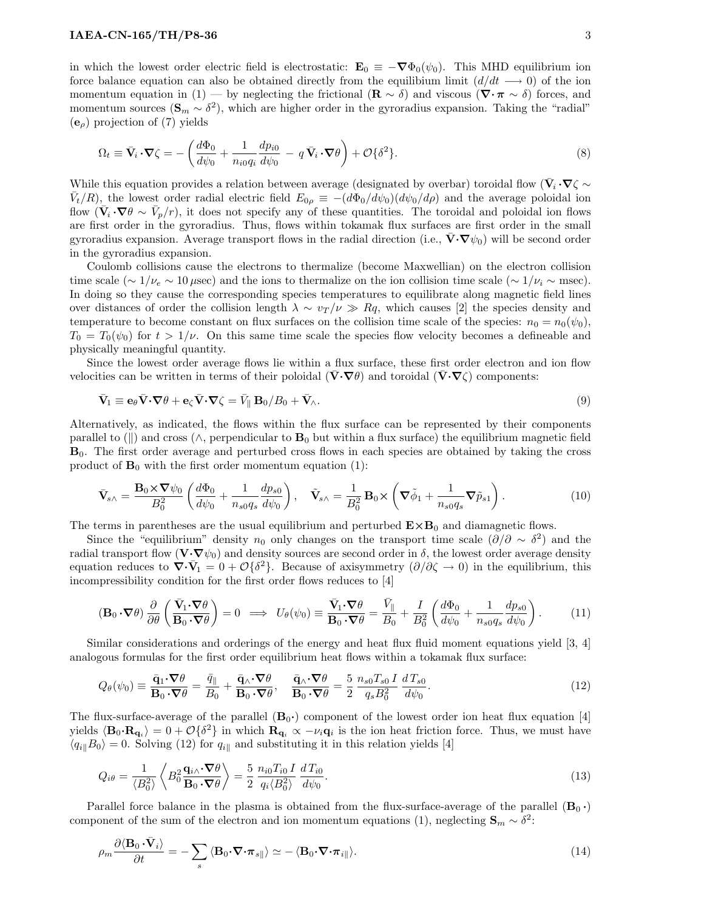in which the lowest order electric field is electrostatic: $\mathbf{E}_0 \equiv -\boldsymbol{\nabla}\Phi_0(\psi_0)$. This MHD equilibrium ion force balance equation can also be obtained directly from the equilibrium limit ($d/dt \longrightarrow 0$) of the ion momentum equation in (1) — by neglecting the frictional ($\mathbf{R} \sim \delta$) and viscous ($\boldsymbol{\nabla}\boldsymbol{\cdot}\boldsymbol{\pi} \sim \delta$) forces, and momentum sources ($\mathbf{S}_m \sim \delta^2$), which are higher order in the gyroradius expansion. Taking the "radial" ($\mathbf{e}_\rho$) projection of (7) yields

$$\Omega_t \equiv \bar{\mathbf{V}}_i \boldsymbol{\cdot}\boldsymbol{\nabla}\zeta = -\left(\frac{d\Phi_0}{d\psi_0} + \frac{1}{n_{i0}q_i}\frac{dp_{i0}}{d\psi_0} - q\,\bar{\mathbf{V}}_i\boldsymbol{\cdot}\boldsymbol{\nabla}\theta\right) + \mathcal{O}\{\delta^2\}. \tag{8}$$

While this equation provides a relation between average (designated by overbar) toroidal flow ($\bar{\mathbf{V}}_i \boldsymbol{\cdot}\boldsymbol{\nabla}\zeta \sim \bar{V}_t/R$), the lowest order radial electric field $E_{0\rho} \equiv -(d\Phi_0/d\psi_0)(d\psi_0/d\rho)$ and the average poloidal ion flow ($\bar{\mathbf{V}}_i\boldsymbol{\cdot}\boldsymbol{\nabla}\theta \sim \bar{V}_p/r$), it does not specify any of these quantities. The toroidal and poloidal ion flows are first order in the gyroradius. Thus, flows within tokamak flux surfaces are first order in the small gyroradius expansion. Average transport flows in the radial direction (i.e., $\bar{\mathbf{V}}\boldsymbol{\cdot}\boldsymbol{\nabla}\psi_0$) will be second order in the gyroradius expansion.

Coulomb collisions cause the electrons to thermalize (become Maxwellian) on the electron collision time scale ($\sim 1/\nu_e \sim 10\,\mu$sec) and the ions to thermalize on the ion collision time scale ($\sim 1/\nu_i \sim$ msec). In doing so they cause the corresponding species temperatures to equilibrate along magnetic field lines over distances of order the collision length $\lambda \sim v_T/\nu \gg Rq$, which causes [2] the species density and temperature to become constant on flux surfaces on the collision time scale of the species: $n_0 = n_0(\psi_0)$, $T_0 = T_0(\psi_0)$ for $t > 1/\nu$. On this same time scale the species flow velocity becomes a defineable and physically meaningful quantity.

Since the lowest order average flows lie within a flux surface, these first order electron and ion flow velocities can be written in terms of their poloidal ($\bar{\mathbf{V}}\boldsymbol{\cdot}\boldsymbol{\nabla}\theta$) and toroidal ($\bar{\mathbf{V}}\boldsymbol{\cdot}\boldsymbol{\nabla}\zeta$) components:

$$\bar{\mathbf{V}}_1 \equiv \mathbf{e}_\theta \bar{\mathbf{V}}\boldsymbol{\cdot}\boldsymbol{\nabla}\theta + \mathbf{e}_\zeta \bar{\mathbf{V}}\boldsymbol{\cdot}\boldsymbol{\nabla}\zeta = \bar{V}_\parallel\,\mathbf{B}_0/B_0 + \bar{\mathbf{V}}_\wedge. \tag{9}$$

Alternatively, as indicated, the flows within the flux surface can be represented by their components parallel to ($\|$) and cross ($\wedge$, perpendicular to $\mathbf{B}_0$ but within a flux surface) the equilibrium magnetic field $\mathbf{B}_0$. The first order average and perturbed cross flows in each species are obtained by taking the cross product of $\mathbf{B}_0$ with the first order momentum equation (1):

$$\bar{\mathbf{V}}_{s\wedge} = \frac{\mathbf{B}_0\boldsymbol{\times}\boldsymbol{\nabla}\psi_0}{B_0^2}\left(\frac{d\Phi_0}{d\psi_0} + \frac{1}{n_{s0}q_s}\frac{dp_{s0}}{d\psi_0}\right), \quad \tilde{\mathbf{V}}_{s\wedge} = \frac{1}{B_0^2}\,\mathbf{B}_0\boldsymbol{\times}\left(\boldsymbol{\nabla}\tilde{\phi}_1 + \frac{1}{n_{s0}q_s}\boldsymbol{\nabla}\tilde{p}_{s1}\right). \tag{10}$$

The terms in parentheses are the usual equilibrium and perturbed $\mathbf{E}\boldsymbol{\times}\mathbf{B}_0$ and diamagnetic flows.

Since the "equilibrium" density $n_0$ only changes on the transport time scale ($\partial/\partial \sim \delta^2$) and the radial transport flow ($\mathbf{V}\boldsymbol{\cdot}\boldsymbol{\nabla}\psi_0$) and density sources are second order in $\delta$, the lowest order average density equation reduces to $\boldsymbol{\nabla}\boldsymbol{\cdot}\bar{\mathbf{V}}_1 = 0 + \mathcal{O}\{\delta^2\}$. Because of axisymmetry ($\partial/\partial\zeta \to 0$) in the equilibrium, this incompressibility condition for the first order flows reduces to [4]

$$(\mathbf{B}_0\boldsymbol{\cdot}\boldsymbol{\nabla}\theta)\frac{\partial}{\partial\theta}\left(\frac{\bar{\mathbf{V}}_1\boldsymbol{\cdot}\boldsymbol{\nabla}\theta}{\mathbf{B}_0\boldsymbol{\cdot}\boldsymbol{\nabla}\theta}\right) = 0 \implies U_\theta(\psi_0) \equiv \frac{\bar{\mathbf{V}}_1\boldsymbol{\cdot}\boldsymbol{\nabla}\theta}{\mathbf{B}_0\boldsymbol{\cdot}\boldsymbol{\nabla}\theta} = \frac{\bar{V}_\parallel}{B_0} + \frac{I}{B_0^2}\left(\frac{d\Phi_0}{d\psi_0} + \frac{1}{n_{s0}q_s}\frac{dp_{s0}}{d\psi_0}\right). \tag{11}$$

Similar considerations and orderings of the energy and heat flux fluid moment equations yield [3, 4] analogous formulas for the first order equilibrium heat flows within a tokamak flux surface:

$$Q_\theta(\psi_0) \equiv \frac{\bar{\mathbf{q}}_1\boldsymbol{\cdot}\boldsymbol{\nabla}\theta}{\mathbf{B}_0\boldsymbol{\cdot}\boldsymbol{\nabla}\theta} = \frac{\bar{q}_\parallel}{B_0} + \frac{\bar{\mathbf{q}}_\wedge\boldsymbol{\cdot}\boldsymbol{\nabla}\theta}{\mathbf{B}_0\boldsymbol{\cdot}\boldsymbol{\nabla}\theta}, \quad \frac{\bar{\mathbf{q}}_\wedge\boldsymbol{\cdot}\boldsymbol{\nabla}\theta}{\mathbf{B}_0\boldsymbol{\cdot}\boldsymbol{\nabla}\theta} = \frac{5}{2}\,\frac{n_{s0}T_{s0}\,I}{q_sB_0^2}\,\frac{d\,T_{s0}}{d\psi_0}. \tag{12}$$

The flux-surface-average of the parallel ($\mathbf{B}_0\boldsymbol{\cdot}$) component of the lowest order ion heat flux equation [4] yields $\langle\mathbf{B}_0\boldsymbol{\cdot}\mathbf{R}_{\mathbf{q}_i}\rangle = 0 + \mathcal{O}\{\delta^2\}$ in which $\mathbf{R}_{\mathbf{q}_i} \propto -\nu_i\mathbf{q}_i$ is the ion heat friction force. Thus, we must have $\langle q_{i\|}B_0\rangle = 0$. Solving (12) for $q_{i\|}$ and substituting it in this relation yields [4]

$$Q_{i\theta} = \frac{1}{\langle B_0^2\rangle}\left\langle B_0^2\frac{\mathbf{q}_{i\wedge}\boldsymbol{\cdot}\boldsymbol{\nabla}\theta}{\mathbf{B}_0\boldsymbol{\cdot}\boldsymbol{\nabla}\theta}\right\rangle = \frac{5}{2}\,\frac{n_{i0}T_{i0}\,I}{q_i\langle B_0^2\rangle}\,\frac{d\,T_{i0}}{d\psi_0}. \tag{13}$$

Parallel force balance in the plasma is obtained from the flux-surface-average of the parallel ($\mathbf{B}_0\boldsymbol{\cdot}$) component of the sum of the electron and ion momentum equations (1), neglecting $\mathbf{S}_m \sim \delta^2$:

$$\rho_m\frac{\partial\langle\mathbf{B}_0\boldsymbol{\cdot}\bar{\mathbf{V}}_i\rangle}{\partial t} = -\sum_s\langle\mathbf{B}_0\boldsymbol{\cdot}\boldsymbol{\nabla}\boldsymbol{\cdot}\boldsymbol{\pi}_{s\|}\rangle \simeq -\langle\mathbf{B}_0\boldsymbol{\cdot}\boldsymbol{\nabla}\boldsymbol{\cdot}\boldsymbol{\pi}_{i\|}\rangle. \tag{14}$$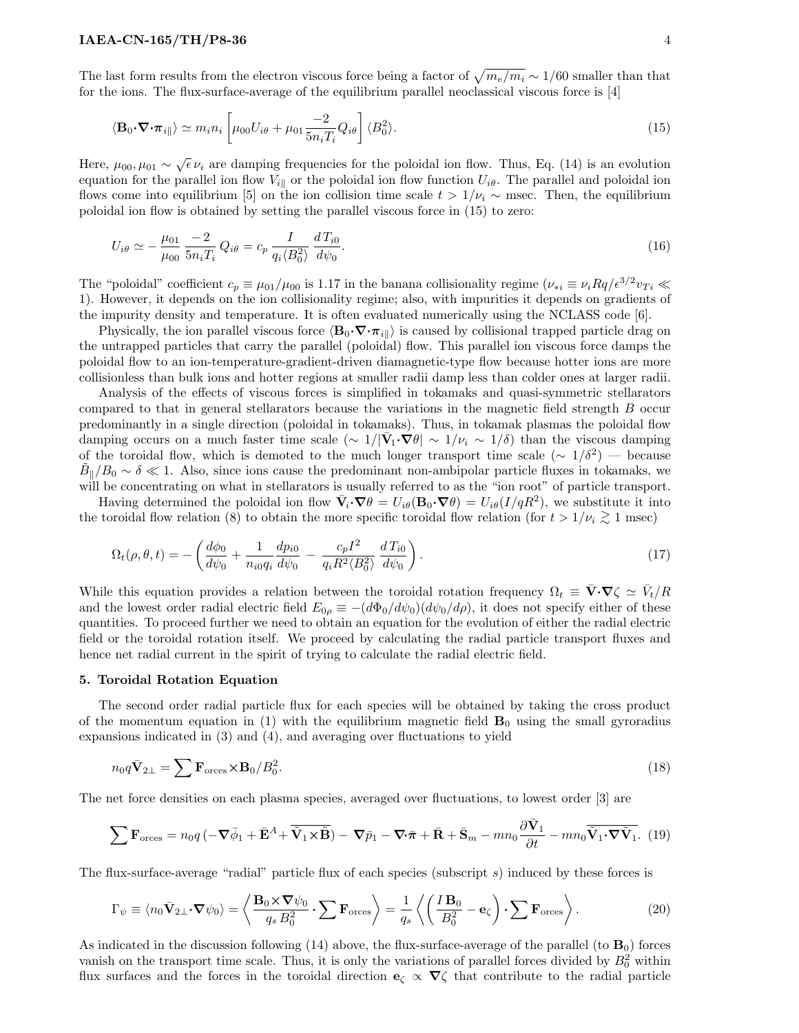The last form results from the electron viscous force being a factor of $\sqrt{m_e/m_i} \sim 1/60$ smaller than that for the ions. The flux-surface-average of the equilibrium parallel neoclassical viscous force is [4]

$$
\langle \mathbf{B}_0 \cdot \boldsymbol{\nabla} \cdot \boldsymbol{\pi}_{i\|} \rangle \simeq m_i n_i \left[ \mu_{00} U_{i\theta} + \mu_{01} \frac{-2}{5 n_i T_i} Q_{i\theta} \right] \langle B_0^2 \rangle. \tag{15}
$$

Here, $\mu_{00}, \mu_{01} \sim \sqrt{\epsilon}\, \nu_i$ are damping frequencies for the poloidal ion flow. Thus, Eq. (14) is an evolution equation for the parallel ion flow $V_{i\|}$ or the poloidal ion flow function $U_{i\theta}$. The parallel and poloidal ion flows come into equilibrium [5] on the ion collision time scale $t > 1/\nu_i \sim$ msec. Then, the equilibrium poloidal ion flow is obtained by setting the parallel viscous force in (15) to zero:

$$
U_{i\theta} \simeq -\frac{\mu_{01}}{\mu_{00}} \frac{-2}{5 n_i T_i} Q_{i\theta} = c_p \frac{I}{q_i \langle B_0^2 \rangle} \frac{d T_{i0}}{d\psi_0}. \tag{16}
$$

The "poloidal" coefficient $c_p \equiv \mu_{01}/\mu_{00}$ is 1.17 in the banana collisionality regime ($\nu_{*i} \equiv \nu_i R q / \epsilon^{3/2} v_{Ti} \ll 1$). However, it depends on the ion collisionality regime; also, with impurities it depends on gradients of the impurity density and temperature. It is often evaluated numerically using the NCLASS code [6].

Physically, the ion parallel viscous force $\langle \mathbf{B}_0 \cdot \boldsymbol{\nabla} \cdot \boldsymbol{\pi}_{i\|} \rangle$ is caused by collisional trapped particle drag on the untrapped particles that carry the parallel (poloidal) flow. This parallel ion viscous force damps the poloidal flow to an ion-temperature-gradient-driven diamagnetic-type flow because hotter ions are more collisionless than bulk ions and hotter regions at smaller radii damp less than colder ones at larger radii.

Analysis of the effects of viscous forces is simplified in tokamaks and quasi-symmetric stellarators compared to that in general stellarators because the variations in the magnetic field strength $B$ occur predominantly in a single direction (poloidal in tokamaks). Thus, in tokamak plasmas the poloidal flow damping occurs on a much faster time scale ($\sim 1/|\bar{\mathbf{V}}_1 \cdot \boldsymbol{\nabla} \theta| \sim 1/\nu_i \sim 1/\delta$) than the viscous damping of the toroidal flow, which is demoted to the much longer transport time scale ($\sim 1/\delta^2$) — because $\tilde{B}_\| / B_0 \sim \delta \ll 1$. Also, since ions cause the predominant non-ambipolar particle fluxes in tokamaks, we will be concentrating on what in stellarators is usually referred to as the "ion root" of particle transport.

Having determined the poloidal ion flow $\bar{\mathbf{V}}_i \cdot \boldsymbol{\nabla} \theta = U_{i\theta} (\mathbf{B}_0 \cdot \boldsymbol{\nabla} \theta) = U_{i\theta} (I/qR^2)$, we substitute it into the toroidal flow relation (8) to obtain the more specific toroidal flow relation (for $t > 1/\nu_i \gtrsim 1$ msec)

$$
\Omega_t(\rho, \theta, t) = -\left( \frac{d\phi_0}{d\psi_0} + \frac{1}{n_{i0} q_i} \frac{d p_{i0}}{d\psi_0} - \frac{c_p I^2}{q_i R^2 \langle B_0^2 \rangle} \frac{d T_{i0}}{d\psi_0} \right). \tag{17}
$$

While this equation provides a relation between the toroidal rotation frequency $\Omega_t \equiv \bar{\mathbf{V}} \cdot \boldsymbol{\nabla} \zeta \simeq \bar{V}_t / R$ and the lowest order radial electric field $E_{0\rho} \equiv -(d\Phi_0/d\psi_0)(d\psi_0/d\rho)$, it does not specify either of these quantities. To proceed further we need to obtain an equation for the evolution of either the radial electric field or the toroidal rotation itself. We proceed by calculating the radial particle transport fluxes and hence net radial current in the spirit of trying to calculate the radial electric field.

### 5. Toroidal Rotation Equation

The second order radial particle flux for each species will be obtained by taking the cross product of the momentum equation in (1) with the equilibrium magnetic field $\mathbf{B}_0$ using the small gyroradius expansions indicated in (3) and (4), and averaging over fluctuations to yield

$$
n_0 q \bar{\mathbf{V}}_{2\perp} = \sum \mathbf{F}_{\rm orces} \times \mathbf{B}_0 / B_0^2. \tag{18}
$$

The net force densities on each plasma species, averaged over fluctuations, to lowest order [3] are

$$
\sum \mathbf{F}_{\rm orces} = n_0 q \, (-\boldsymbol{\nabla} \bar{\phi}_1 + \bar{\mathbf{E}}^A + \overline{\tilde{\mathbf{V}}_1 \times \tilde{\mathbf{B}}}) - \boldsymbol{\nabla} \bar{p}_1 - \boldsymbol{\nabla} \cdot \boldsymbol{\pi} + \bar{\mathbf{R}} + \bar{\mathbf{S}}_m - m n_0 \frac{\partial \bar{\mathbf{V}}_1}{\partial t} - m n_0 \overline{\tilde{\mathbf{V}}_1 \cdot \boldsymbol{\nabla} \tilde{\mathbf{V}}_1}. \tag{19}
$$

The flux-surface-average "radial" particle flux of each species (subscript $s$) induced by these forces is

$$
\Gamma_\psi \equiv \langle n_0 \bar{\mathbf{V}}_{2\perp} \cdot \boldsymbol{\nabla} \psi_0 \rangle = \left\langle \frac{\mathbf{B}_0 \times \boldsymbol{\nabla} \psi_0}{q_s B_0^2} \cdot \sum \mathbf{F}_{\rm orces} \right\rangle = \frac{1}{q_s} \left\langle \left( \frac{I \, \mathbf{B}_0}{B_0^2} - \mathbf{e}_\zeta \right) \cdot \sum \mathbf{F}_{\rm orces} \right\rangle. \tag{20}
$$

As indicated in the discussion following (14) above, the flux-surface-average of the parallel (to $\mathbf{B}_0$) forces vanish on the transport time scale. Thus, it is only the variations of parallel forces divided by $B_0^2$ within flux surfaces and the forces in the toroidal direction $\mathbf{e}_\zeta \propto \boldsymbol{\nabla} \zeta$ that contribute to the radial particle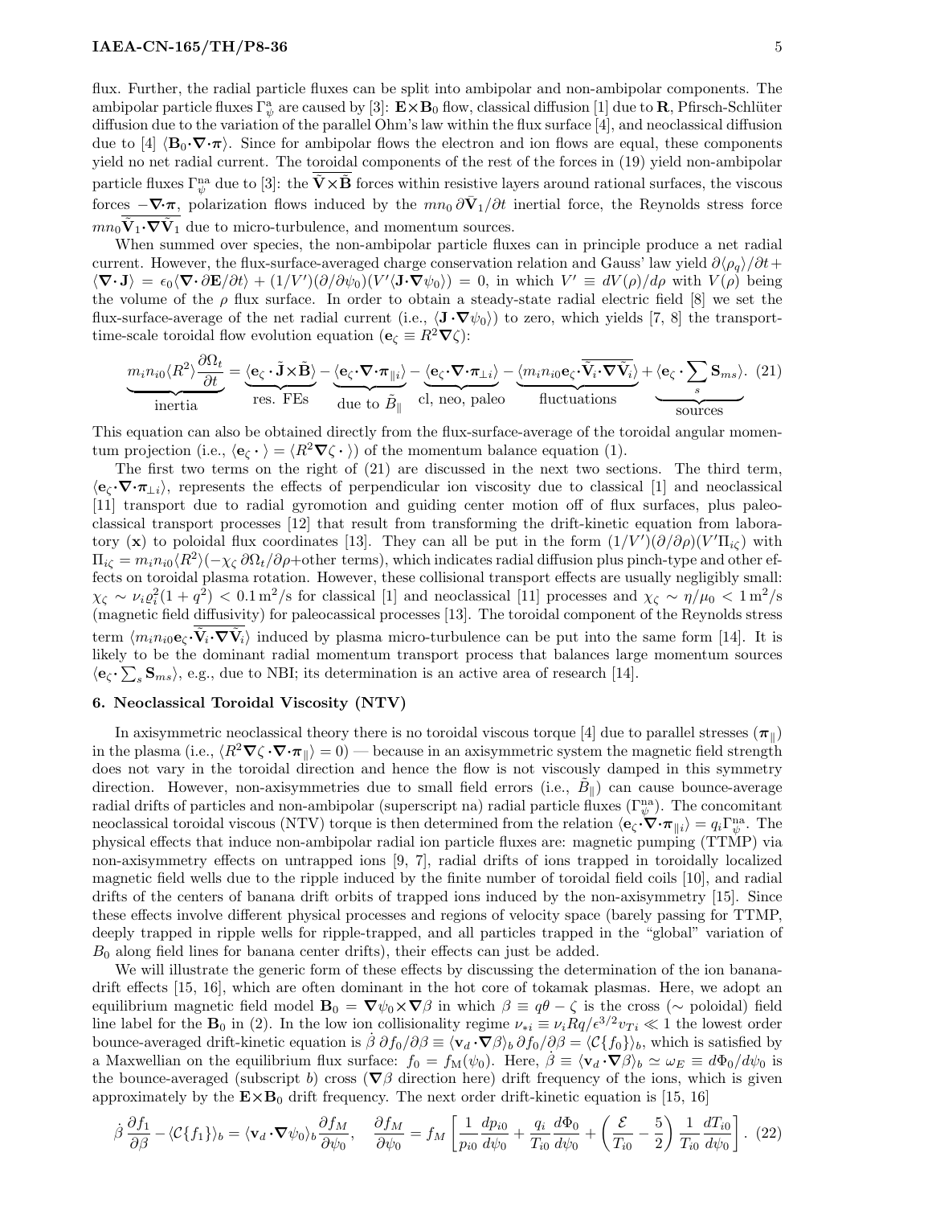flux. Further, the radial particle fluxes can be split into ambipolar and non-ambipolar components. The ambipolar particle fluxes $\Gamma_\psi^{\rm a}$ are caused by [3]: $\mathbf{E}{\times}\mathbf{B}_0$ flow, classical diffusion [1] due to $\mathbf{R}$, Pfirsch-Schlüter diffusion due to the variation of the parallel Ohm's law within the flux surface [4], and neoclassical diffusion due to [4] $\langle \mathbf{B}_0{\cdot}\boldsymbol{\nabla}{\cdot}\boldsymbol{\pi}\rangle$. Since for ambipolar flows the electron and ion flows are equal, these components yield no net radial current. The toroidal components of the rest of the forces in (19) yield non-ambipolar particle fluxes $\Gamma_\psi^{\rm na}$ due to [3]: the $\overline{\tilde{\mathbf{V}}{\times}\tilde{\mathbf{B}}}$ forces within resistive layers around rational surfaces, the viscous forces $-\boldsymbol{\nabla}{\cdot}\boldsymbol{\pi}$, polarization flows induced by the $mn_0\,\partial\bar{\mathbf{V}}_1/\partial t$ inertial force, the Reynolds stress force $mn_0\overline{\tilde{\mathbf{V}}_1{\cdot}\boldsymbol{\nabla}\tilde{\mathbf{V}}_1}$ due to micro-turbulence, and momentum sources.

When summed over species, the non-ambipolar particle fluxes can in principle produce a net radial current. However, the flux-surface-averaged charge conservation relation and Gauss' law yield $\partial\langle\rho_q\rangle/\partial t + \langle\boldsymbol{\nabla}{\cdot}\mathbf{J}\rangle = \epsilon_0\langle\boldsymbol{\nabla}{\cdot}\,\partial\mathbf{E}/\partial t\rangle + (1/V')(\partial/\partial\psi_0)(V'\langle\mathbf{J}{\cdot}\boldsymbol{\nabla}\psi_0\rangle) = 0$, in which $V' \equiv dV(\rho)/d\rho$ with $V(\rho)$ being the volume of the $\rho$ flux surface. In order to obtain a steady-state radial electric field [8] we set the flux-surface-average of the net radial current (i.e., $\langle\mathbf{J}\,{\cdot}\boldsymbol{\nabla}\psi_0\rangle$) to zero, which yields [7, 8] the transport-time-scale toroidal flow evolution equation ($\mathbf{e}_\zeta \equiv R^2\boldsymbol{\nabla}\zeta$):

$$
\underbrace{m_i n_{i0}\langle R^2\rangle\frac{\partial\Omega_t}{\partial t}}_{\text{inertia}} = \underbrace{\langle\mathbf{e}_\zeta\,{\cdot}\,\overline{\tilde{\mathbf{J}}{\times}\tilde{\mathbf{B}}}\rangle}_{\text{res. FEs}} - \underbrace{\langle\mathbf{e}_\zeta{\cdot}\boldsymbol{\nabla}{\cdot}\boldsymbol{\pi}_{\|i}\rangle}_{\text{due to }\tilde{B}_\|} - \underbrace{\langle\mathbf{e}_\zeta{\cdot}\boldsymbol{\nabla}{\cdot}\boldsymbol{\pi}_{\perp i}\rangle}_{\text{cl, neo, paleo}} - \underbrace{\langle m_i n_{i0}\mathbf{e}_\zeta{\cdot}\overline{\tilde{\mathbf{V}}_i{\cdot}\boldsymbol{\nabla}\tilde{\mathbf{V}}_i}\rangle}_{\text{fluctuations}} + \underbrace{\langle\mathbf{e}_\zeta\,{\cdot}\sum_s\mathbf{S}_{ms}\rangle}_{\text{sources}}. \quad (21)
$$

This equation can also be obtained directly from the flux-surface-average of the toroidal angular momentum projection (i.e., $\langle\mathbf{e}_\zeta\,{\cdot}\,\rangle = \langle R^2\boldsymbol{\nabla}\zeta\,{\cdot}\,\rangle$) of the momentum balance equation (1).

The first two terms on the right of (21) are discussed in the next two sections. The third term, $\langle\mathbf{e}_\zeta{\cdot}\boldsymbol{\nabla}{\cdot}\boldsymbol{\pi}_{\perp i}\rangle$, represents the effects of perpendicular ion viscosity due to classical [1] and neoclassical [11] transport due to radial gyromotion and guiding center motion off of flux surfaces, plus paleoclassical transport processes [12] that result from transforming the drift-kinetic equation from laboratory ($\mathbf{x}$) to poloidal flux coordinates [13]. They can all be put in the form $(1/V')(\partial/\partial\rho)(V'\Pi_{i\zeta})$ with $\Pi_{i\zeta} = m_i n_{i0}\langle R^2\rangle(-\chi_\zeta\,\partial\Omega_t/\partial\rho{+}\text{other terms})$, which indicates radial diffusion plus pinch-type and other effects on toroidal plasma rotation. However, these collisional transport effects are usually negligibly small: $\chi_\zeta \sim \nu_i\varrho_i^2(1+q^2) < 0.1\,\text{m}^2/\text{s}$ for classical [1] and neoclassical [11] processes and $\chi_\zeta \sim \eta/\mu_0 < 1\,\text{m}^2/\text{s}$ (magnetic field diffusivity) for paleocassical processes [13]. The toroidal component of the Reynolds stress term $\langle m_i n_{i0}\mathbf{e}_\zeta{\cdot}\overline{\tilde{\mathbf{V}}_i{\cdot}\boldsymbol{\nabla}\tilde{\mathbf{V}}_i}\rangle$ induced by plasma micro-turbulence can be put into the same form [14]. It is likely to be the dominant radial momentum transport process that balances large momentum sources $\langle\mathbf{e}_\zeta{\cdot}\sum_s\mathbf{S}_{ms}\rangle$, e.g., due to NBI; its determination is an active area of research [14].

## 6. Neoclassical Toroidal Viscosity (NTV)

In axisymmetric neoclassical theory there is no toroidal viscous torque [4] due to parallel stresses ($\boldsymbol{\pi}_\|$) in the plasma (i.e., $\langle R^2\boldsymbol{\nabla}\zeta\,{\cdot}\boldsymbol{\nabla}{\cdot}\boldsymbol{\pi}_\|\rangle = 0$) — because in an axisymmetric system the magnetic field strength does not vary in the toroidal direction and hence the flow is not viscously damped in this symmetry direction. However, non-axisymmetries due to small field errors (i.e., $\tilde{B}_\|$) can cause bounce-average radial drifts of particles and non-ambipolar (superscript na) radial particle fluxes ($\Gamma_\psi^{\rm na}$). The concomitant neoclassical toroidal viscous (NTV) torque is then determined from the relation $\langle\mathbf{e}_\zeta{\cdot}\boldsymbol{\nabla}{\cdot}\boldsymbol{\pi}_{\|i}\rangle = q_i\Gamma_\psi^{\rm na}$. The physical effects that induce non-ambipolar radial ion particle fluxes are: magnetic pumping (TTMP) via non-axisymmetry effects on untrapped ions [9, 7], radial drifts of ions trapped in toroidally localized magnetic field wells due to the ripple induced by the finite number of toroidal field coils [10], and radial drifts of the centers of banana drift orbits of trapped ions induced by the non-axisymmetry [15]. Since these effects involve different physical processes and regions of velocity space (barely passing for TTMP, deeply trapped in ripple wells for ripple-trapped, and all particles trapped in the "global" variation of $B_0$ along field lines for banana center drifts), their effects can just be added.

We will illustrate the generic form of these effects by discussing the determination of the ion banana-drift effects [15, 16], which are often dominant in the hot core of tokamak plasmas. Here, we adopt an equilibrium magnetic field model $\mathbf{B}_0 = \boldsymbol{\nabla}\psi_0{\times}\boldsymbol{\nabla}\beta$ in which $\beta \equiv q\theta - \zeta$ is the cross ($\sim$ poloidal) field line label for the $\mathbf{B}_0$ in (2). In the low ion collisionality regime $\nu_{*i} \equiv \nu_i Rq/\epsilon^{3/2}v_{Ti} \ll 1$ the lowest order bounce-averaged drift-kinetic equation is $\dot{\beta}\,\partial f_0/\partial\beta \equiv \langle\mathbf{v}_d\,{\cdot}\boldsymbol{\nabla}\beta\rangle_b\,\partial f_0/\partial\beta = \langle\mathcal{C}\{f_0\}\rangle_b$, which is satisfied by a Maxwellian on the equilibrium flux surface: $f_0 = f_{\rm M}(\psi_0)$. Here, $\dot{\beta} \equiv \langle\mathbf{v}_d\,{\cdot}\boldsymbol{\nabla}\beta\rangle_b \simeq \omega_E \equiv d\Phi_0/d\psi_0$ is the bounce-averaged (subscript $b$) cross ($\boldsymbol{\nabla}\beta$ direction here) drift frequency of the ions, which is given approximately by the $\mathbf{E}{\times}\mathbf{B}_0$ drift frequency. The next order drift-kinetic equation is [15, 16]

$$
\dot{\beta}\,\frac{\partial f_1}{\partial\beta} - \langle\mathcal{C}\{f_1\}\rangle_b = \langle\mathbf{v}_d\,{\cdot}\boldsymbol{\nabla}\psi_0\rangle_b\frac{\partial f_M}{\partial\psi_0}, \quad \frac{\partial f_M}{\partial\psi_0} = f_M\left[\frac{1}{p_{i0}}\frac{dp_{i0}}{d\psi_0} + \frac{q_i}{T_{i0}}\frac{d\Phi_0}{d\psi_0} + \left(\frac{\mathcal{E}}{T_{i0}} - \frac{5}{2}\right)\frac{1}{T_{i0}}\frac{dT_{i0}}{d\psi_0}\right]. \quad (22)
$$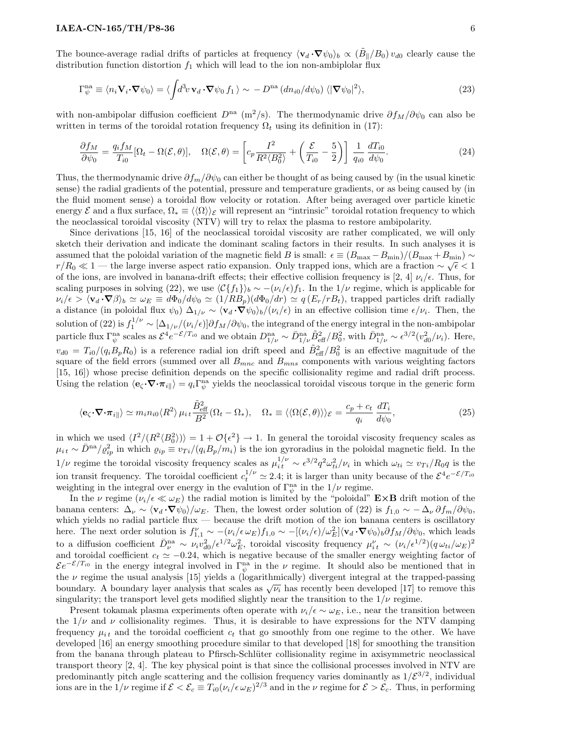The bounce-average radial drifts of particles at frequency $\langle \mathbf{v}_d \cdot \nabla \psi_0 \rangle_b \propto (\tilde{B}_\parallel / B_0)\, v_{d0}$ clearly cause the distribution function distortion $f_1$ which will lead to the ion non-ambiplolar flux

$$\Gamma_\psi^{\rm na} \equiv \langle n_i \mathbf{V}_i \cdot \nabla \psi_0 \rangle = \langle \int d^3v\, \mathbf{v}_d \cdot \nabla \psi_0\, f_1 \rangle \sim -D^{\rm na}\, (dn_{i0}/d\psi_0)\, \langle |\nabla \psi_0|^2 \rangle, \tag{23}$$

with non-ambipolar diffusion coefficient $D^{\rm na}$ (m$^2$/s). The thermodynamic drive $\partial f_M / \partial \psi_0$ can also be written in terms of the toroidal rotation frequency $\Omega_t$ using its definition in (17):

$$\frac{\partial f_M}{\partial \psi_0} = \frac{q_i f_M}{T_{i0}} [\Omega_t - \Omega(\mathcal{E}, \theta)], \quad \Omega(\mathcal{E}, \theta) = \left[ c_p \frac{I^2}{R^2 \langle B_0^2 \rangle} + \left( \frac{\mathcal{E}}{T_{i0}} - \frac{5}{2} \right) \right] \frac{1}{q_{i0}} \frac{dT_{i0}}{d\psi_0}. \tag{24}$$

Thus, the thermodynamic drive $\partial f_m / \partial \psi_0$ can either be thought of as being caused by (in the usual kinetic sense) the radial gradients of the potential, pressure and temperature gradients, or as being caused by (in the fluid moment sense) a toroidal flow velocity or rotation. After being averaged over particle kinetic energy $\mathcal{E}$ and a flux surface, $\Omega_* \equiv \langle \langle \Omega \rangle \rangle_{\mathcal{E}}$ will represent an "intrinsic" toroidal rotation frequency to which the neoclassical toroidal viscosity (NTV) will try to relax the plasma to restore ambipolarity.

Since derivations [15, 16] of the neoclassical toroidal viscosity are rather complicated, we will only sketch their derivation and indicate the dominant scaling factors in their results. In such analyses it is assumed that the poloidal variation of the magnetic field $B$ is small: $\epsilon \equiv (B_{\rm max} - B_{\rm min})/(B_{\rm max} + B_{\rm min}) \sim r/R_0 \ll 1$ — the large inverse aspect ratio expansion. Only trapped ions, which are a fraction $\sim \sqrt{\epsilon} < 1$ of the ions, are involved in banana-drift effects; their effective collision frequency is [2, 4] $\nu_i/\epsilon$. Thus, for scaling purposes in solving (22), we use $\langle \mathcal{C}\{f_1\} \rangle_b \sim -(\nu_i/\epsilon) f_1$. In the $1/\nu$ regime, which is applicable for $\nu_i/\epsilon > \langle \mathbf{v}_d \cdot \nabla \beta \rangle_b \simeq \omega_E \equiv d\Phi_0/d\psi_0 \simeq (1/RB_p)(d\Phi_0/dr) \simeq q\,(E_r/rB_t)$, trapped particles drift radially a distance (in poloidal flux $\psi_0$) $\Delta_{1/\nu} \sim \langle \mathbf{v}_d \cdot \nabla \psi_0 \rangle_b / (\nu_i/\epsilon)$ in an effective collision time $\epsilon/\nu_i$. Then, the solution of (22) is $f_1^{1/\nu} \sim [\Delta_{1/\nu}/(\nu_i/\epsilon)] \partial f_M / \partial \psi_0$, the integrand of the energy integral in the non-ambipolar particle flux $\Gamma_\psi^{\rm na}$ scales as $\mathcal{E}^4 e^{-\mathcal{E}/T_{i0}}$ and we obtain $D_{1/\nu}^{\rm na} \sim \bar{D}_{1/\nu}^{\rm na} \tilde{B}_{\rm eff}^2 / B_0^2$, with $\bar{D}_{1/\nu}^{\rm na} \sim \epsilon^{3/2} (v_{d0}^2/\nu_i)$. Here, $v_{d0} = T_{i0}/(q_i B_p R_0)$ is a reference radial ion drift speed and $\tilde{B}_{\rm eff}^2 / B_0^2$ is an effective magnitude of the square of the field errors (summed over all $B_{mnc}$ and $B_{mns}$ components with various weighting factors [15, 16]) whose precise definition depends on the specific collisionality regime and radial drift process. Using the relation $\langle \mathbf{e}_\zeta \cdot \nabla \cdot \boldsymbol{\pi}_{i\parallel} \rangle = q_i \Gamma_\psi^{\rm na}$ yields the neoclassical toroidal viscous torque in the generic form

$$\langle \mathbf{e}_\zeta \cdot \nabla \cdot \boldsymbol{\pi}_{i\parallel} \rangle \simeq m_i n_{i0} \langle R^2 \rangle\, \mu_{i\,t} \frac{\tilde{B}_{\rm eff}^2}{B^2} (\Omega_t - \Omega_*), \quad \Omega_* \equiv \langle \langle \Omega(\mathcal{E}, \theta) \rangle \rangle_{\mathcal{E}} = \frac{c_p + c_t}{q_i} \frac{dT_i}{d\psi_0}, \tag{25}$$

in which we used $\langle I^2/(R^2 \langle B_0^2 \rangle) \rangle = 1 + \mathcal{O}\{\epsilon^2\} \to 1$. In general the toroidal viscosity frequency scales as $\mu_{i\,t} \sim \bar{D}^{\rm na}/\varrho_{ip}^2$ in which $\varrho_{ip} \equiv v_{Ti}/(q_i B_p/m_i)$ is the ion gyroradius in the poloidal magnetic field. In the $1/\nu$ regime the toroidal viscosity frequency scales as $\mu_{i\,t}^{1/\nu} \sim \epsilon^{3/2} q^2 \omega_{ti}^2 / \nu_i$ in which $\omega_{ti} \simeq v_{Ti}/R_0 q$ is the ion transit frequency. The toroidal coefficient $c_t^{1/\nu} \simeq 2.4$; it is larger than unity because of the $\mathcal{E}^4 e^{-\mathcal{E}/T_{i0}}$ weighting in the integral over energy in the evalution of $\Gamma_\psi^{\rm na}$ in the $1/\nu$ regime.

In the $\nu$ regime ($\nu_i/\epsilon \ll \omega_E$) the radial motion is limited by the "poloidal" $\mathbf{E}\times\mathbf{B}$ drift motion of the banana centers: $\Delta_\nu \sim \langle \mathbf{v}_d \cdot \nabla \psi_0 \rangle / \omega_E$. Then, the lowest order solution of (22) is $f_{1,0} \sim -\Delta_\nu\, \partial f_m / \partial \psi_0$, which yields no radial particle flux — because the drift motion of the ion banana centers is oscillatory here. The next order solution is $f_{1,1}^\nu \sim -(\nu_i/\epsilon\, \omega_E) f_{1,0} \sim -[(\nu_i/\epsilon)/\omega_E^2] \langle \mathbf{v}_d \cdot \nabla \psi_0 \rangle_b \partial f_M / \partial \psi_0$, which leads to a diffusion coefficient $\bar{D}_\nu^{\rm na} \sim \nu_i v_{d0}^2 / \epsilon^{1/2} \omega_E^2$, toroidal viscosity frequency $\mu_{i\,t}^\nu \sim (\nu_i/\epsilon^{1/2})(q\, \omega_{ti}/\omega_E)^2$ and toroidal coefficient $c_t \simeq -0.24$, which is negative because of the smaller energy weighting factor of $\mathcal{E} e^{-\mathcal{E}/T_{i0}}$ in the energy integral involved in $\Gamma_\psi^{\rm na}$ in the $\nu$ regime. It should also be mentioned that in the $\nu$ regime the usual analysis [15] yields a (logarithmically) divergent integral at the trapped-passing boundary. A boundary layer analysis that scales as $\sqrt{\nu_i}$ has recently been developed [17] to remove this singularity; the transport level gets modified slightly near the transition to the $1/\nu$ regime.

Present tokamak plasma experiments often operate with $\nu_i/\epsilon \sim \omega_E$, i.e., near the transition between the $1/\nu$ and $\nu$ collisionality regimes. Thus, it is desirable to have expressions for the NTV damping frequency $\mu_{i\,t}$ and the toroidal coefficient $c_t$ that go smoothly from one regime to the other. We have developed [16] an energy smoothing procedure similar to that developed [18] for smoothing the transition from the banana through plateau to Pfirsch-Schlüter collisionality regime in axisymmetric neoclassical transport theory [2, 4]. The key physical point is that since the collisional processes involved in NTV are predominantly pitch angle scattering and the collision frequency varies dominantly as $1/\mathcal{E}^{3/2}$, individual ions are in the $1/\nu$ regime if $\mathcal{E} < \mathcal{E}_c \equiv T_{i0} (\nu_i/\epsilon\, \omega_E)^{2/3}$ and in the $\nu$ regime for $\mathcal{E} > \mathcal{E}_c$. Thus, in performing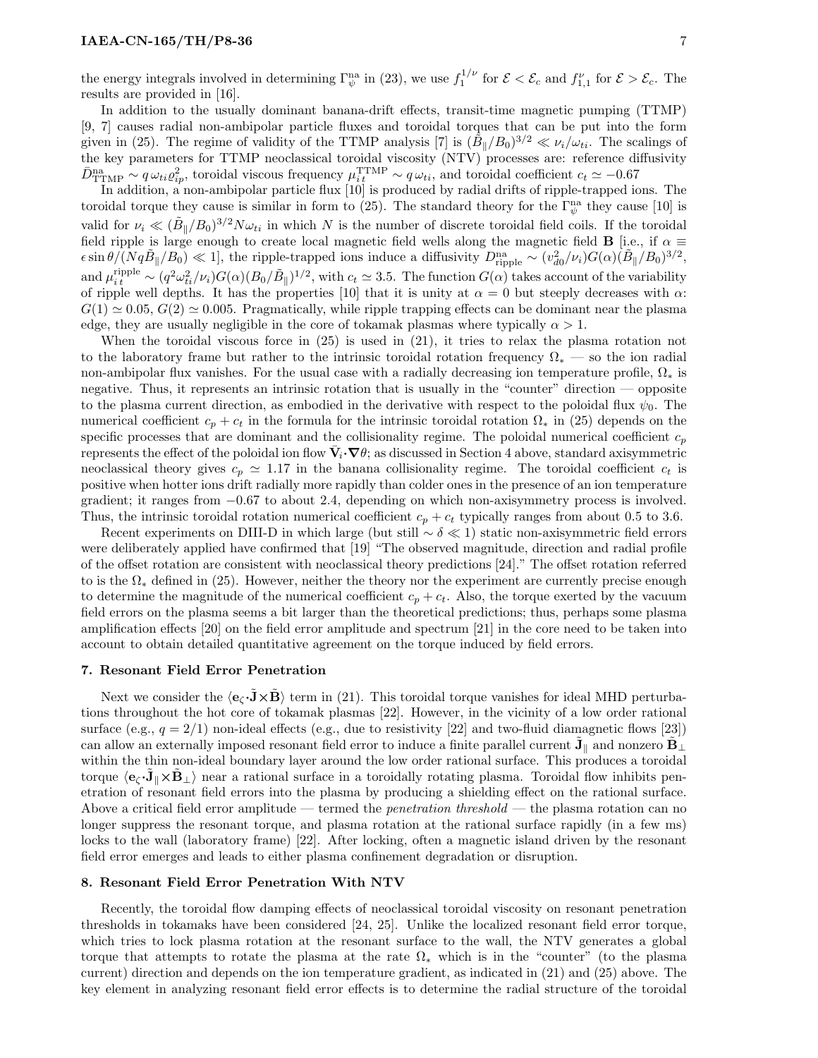the energy integrals involved in determining $\Gamma_\psi^{\rm na}$ in (23), we use $f_1^{1/\nu}$ for $\mathcal{E} < \mathcal{E}_c$ and $f_{1,1}^{\nu}$ for $\mathcal{E} > \mathcal{E}_c$. The results are provided in [16].

In addition to the usually dominant banana-drift effects, transit-time magnetic pumping (TTMP) [9, 7] causes radial non-ambipolar particle fluxes and toroidal torques that can be put into the form given in (25). The regime of validity of the TTMP analysis [7] is $(\tilde{B}_\parallel/B_0)^{3/2} \ll \nu_i/\omega_{ti}$. The scalings of the key parameters for TTMP neoclassical toroidal viscosity (NTV) processes are: reference diffusivity $\bar{D}^{\rm na}_{\rm TTMP} \sim q\,\omega_{ti}\varrho_{ip}^2$, toroidal viscous frequency $\mu_{i\,t}^{\rm TTMP} \sim q\,\omega_{ti}$, and toroidal coefficient $c_t \simeq -0.67$

In addition, a non-ambipolar particle flux [10] is produced by radial drifts of ripple-trapped ions. The toroidal torque they cause is similar in form to (25). The standard theory for the $\Gamma_\psi^{\rm na}$ they cause [10] is valid for $\nu_i \ll (\tilde{B}_\parallel/B_0)^{3/2} N\omega_{ti}$ in which $N$ is the number of discrete toroidal field coils. If the toroidal field ripple is large enough to create local magnetic field wells along the magnetic field $\mathbf{B}$ [i.e., if $\alpha \equiv \epsilon \sin\theta/(Nq\tilde{B}_\parallel/B_0) \ll 1$], the ripple-trapped ions induce a diffusivity $D^{\rm na}_{\rm ripple} \sim (v_{d0}^2/\nu_i)G(\alpha)(\tilde{B}_\parallel/B_0)^{3/2}$, and $\mu_{i\,t}^{\rm ripple} \sim (q^2\omega_{ti}^2/\nu_i)G(\alpha)(B_0/\tilde{B}_\parallel)^{1/2}$, with $c_t \simeq 3.5$. The function $G(\alpha)$ takes account of the variability of ripple well depths. It has the properties [10] that it is unity at $\alpha = 0$ but steeply decreases with $\alpha$: $G(1) \simeq 0.05$, $G(2) \simeq 0.005$. Pragmatically, while ripple trapping effects can be dominant near the plasma edge, they are usually negligible in the core of tokamak plasmas where typically $\alpha > 1$.

When the toroidal viscous force in (25) is used in (21), it tries to relax the plasma rotation not to the laboratory frame but rather to the intrinsic toroidal rotation frequency $\Omega_*$ — so the ion radial non-ambipolar flux vanishes. For the usual case with a radially decreasing ion temperature profile, $\Omega_*$ is negative. Thus, it represents an intrinsic rotation that is usually in the "counter" direction — opposite to the plasma current direction, as embodied in the derivative with respect to the poloidal flux $\psi_0$. The numerical coefficient $c_p + c_t$ in the formula for the intrinsic toroidal rotation $\Omega_*$ in (25) depends on the specific processes that are dominant and the collisionality regime. The poloidal numerical coefficient $c_p$ represents the effect of the poloidal ion flow $\bar{\mathbf{V}}_i\cdot\boldsymbol{\nabla}\theta$; as discussed in Section 4 above, standard axisymmetric neoclassical theory gives $c_p \simeq 1.17$ in the banana collisionality regime. The toroidal coefficient $c_t$ is positive when hotter ions drift radially more rapidly than colder ones in the presence of an ion temperature gradient; it ranges from $-0.67$ to about 2.4, depending on which non-axisymmetry process is involved. Thus, the intrinsic toroidal rotation numerical coefficient $c_p + c_t$ typically ranges from about 0.5 to 3.6.

Recent experiments on DIII-D in which large (but still $\sim \delta \ll 1$) static non-axisymmetric field errors were deliberately applied have confirmed that [19] "The observed magnitude, direction and radial profile of the offset rotation are consistent with neoclassical theory predictions [24]." The offset rotation referred to is the $\Omega_*$ defined in (25). However, neither the theory nor the experiment are currently precise enough to determine the magnitude of the numerical coefficient $c_p + c_t$. Also, the torque exerted by the vacuum field errors on the plasma seems a bit larger than the theoretical predictions; thus, perhaps some plasma amplification effects [20] on the field error amplitude and spectrum [21] in the core need to be taken into account to obtain detailed quantitative agreement on the torque induced by field errors.

## 7. Resonant Field Error Penetration

Next we consider the $\langle \mathbf{e}_\zeta\boldsymbol{\cdot}\tilde{\mathbf{J}}\times\tilde{\mathbf{B}}\rangle$ term in (21). This toroidal torque vanishes for ideal MHD perturbations throughout the hot core of tokamak plasmas [22]. However, in the vicinity of a low order rational surface (e.g., $q = 2/1$) non-ideal effects (e.g., due to resistivity [22] and two-fluid diamagnetic flows [23]) can allow an externally imposed resonant field error to induce a finite parallel current $\tilde{\mathbf{J}}_\parallel$ and nonzero $\tilde{\mathbf{B}}_\perp$ within the thin non-ideal boundary layer around the low order rational surface. This produces a toroidal torque $\langle \mathbf{e}_\zeta\boldsymbol{\cdot}\tilde{\mathbf{J}}_\parallel\times\tilde{\mathbf{B}}_\perp\rangle$ near a rational surface in a toroidally rotating plasma. Toroidal flow inhibits penetration of resonant field errors into the plasma by producing a shielding effect on the rational surface. Above a critical field error amplitude — termed the *penetration threshold* — the plasma rotation can no longer suppress the resonant torque, and plasma rotation at the rational surface rapidly (in a few ms) locks to the wall (laboratory frame) [22]. After locking, often a magnetic island driven by the resonant field error emerges and leads to either plasma confinement degradation or disruption.

## 8. Resonant Field Error Penetration With NTV

Recently, the toroidal flow damping effects of neoclassical toroidal viscosity on resonant penetration thresholds in tokamaks have been considered [24, 25]. Unlike the localized resonant field error torque, which tries to lock plasma rotation at the resonant surface to the wall, the NTV generates a global torque that attempts to rotate the plasma at the rate $\Omega_*$ which is in the "counter" (to the plasma current) direction and depends on the ion temperature gradient, as indicated in (21) and (25) above. The key element in analyzing resonant field error effects is to determine the radial structure of the toroidal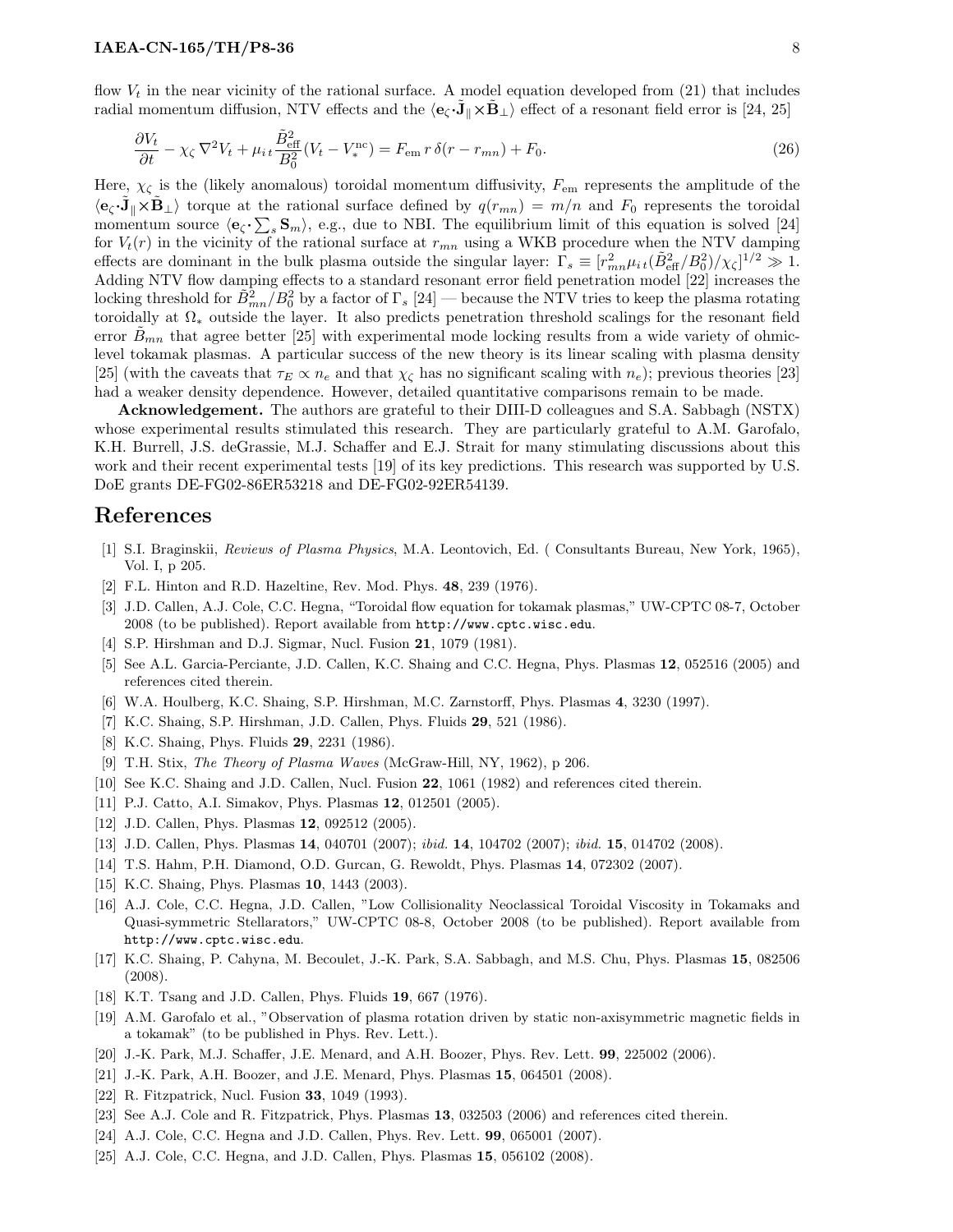flow $V_t$ in the near vicinity of the rational surface. A model equation developed from (21) that includes radial momentum diffusion, NTV effects and the $\langle \mathbf{e}_\zeta \cdot \tilde{\mathbf{J}}_\| \times \tilde{\mathbf{B}}_\perp \rangle$ effect of a resonant field error is [24, 25]

$$\frac{\partial V_t}{\partial t} - \chi_\zeta \nabla^2 V_t + \mu_{i\,t} \frac{\tilde{B}_{\rm eff}^2}{B_0^2}(V_t - V_*^{\rm nc}) = F_{\rm em}\, r\, \delta(r - r_{mn}) + F_0. \tag{26}$$

Here, $\chi_\zeta$ is the (likely anomalous) toroidal momentum diffusivity, $F_{\rm em}$ represents the amplitude of the $\langle \mathbf{e}_\zeta \cdot \tilde{\mathbf{J}}_\| \times \tilde{\mathbf{B}}_\perp \rangle$ torque at the rational surface defined by $q(r_{mn}) = m/n$ and $F_0$ represents the toroidal momentum source $\langle \mathbf{e}_\zeta \cdot \sum_s \mathbf{S}_m \rangle$, e.g., due to NBI. The equilibrium limit of this equation is solved [24] for $V_t(r)$ in the vicinity of the rational surface at $r_{mn}$ using a WKB procedure when the NTV damping effects are dominant in the bulk plasma outside the singular layer: $\Gamma_s \equiv [r_{mn}^2 \mu_{i\,t} (\tilde{B}_{\rm eff}^2/B_0^2)/\chi_\zeta]^{1/2} \gg 1$. Adding NTV flow damping effects to a standard resonant error field penetration model [22] increases the locking threshold for $\tilde{B}_{mn}^2/B_0^2$ by a factor of $\Gamma_s$ [24] — because the NTV tries to keep the plasma rotating toroidally at $\Omega_*$ outside the layer. It also predicts penetration threshold scalings for the resonant field error $\tilde{B}_{mn}$ that agree better [25] with experimental mode locking results from a wide variety of ohmic-level tokamak plasmas. A particular success of the new theory is its linear scaling with plasma density [25] (with the caveats that $\tau_E \propto n_e$ and that $\chi_\zeta$ has no significant scaling with $n_e$); previous theories [23] had a weaker density dependence. However, detailed quantitative comparisons remain to be made.

**Acknowledgement.** The authors are grateful to their DIII-D colleagues and S.A. Sabbagh (NSTX) whose experimental results stimulated this research. They are particularly grateful to A.M. Garofalo, K.H. Burrell, J.S. deGrassie, M.J. Schaffer and E.J. Strait for many stimulating discussions about this work and their recent experimental tests [19] of its key predictions. This research was supported by U.S. DoE grants DE-FG02-86ER53218 and DE-FG02-92ER54139.

## References

[1] S.I. Braginskii, *Reviews of Plasma Physics*, M.A. Leontovich, Ed. ( Consultants Bureau, New York, 1965), Vol. I, p 205.

[2] F.L. Hinton and R.D. Hazeltine, Rev. Mod. Phys. **48**, 239 (1976).

[3] J.D. Callen, A.J. Cole, C.C. Hegna, "Toroidal flow equation for tokamak plasmas," UW-CPTC 08-7, October 2008 (to be published). Report available from `http://www.cptc.wisc.edu`.

[4] S.P. Hirshman and D.J. Sigmar, Nucl. Fusion **21**, 1079 (1981).

[5] See A.L. Garcia-Perciante, J.D. Callen, K.C. Shaing and C.C. Hegna, Phys. Plasmas **12**, 052516 (2005) and references cited therein.

[6] W.A. Houlberg, K.C. Shaing, S.P. Hirshman, M.C. Zarnstorff, Phys. Plasmas **4**, 3230 (1997).

[7] K.C. Shaing, S.P. Hirshman, J.D. Callen, Phys. Fluids **29**, 521 (1986).

[8] K.C. Shaing, Phys. Fluids **29**, 2231 (1986).

[9] T.H. Stix, *The Theory of Plasma Waves* (McGraw-Hill, NY, 1962), p 206.

[10] See K.C. Shaing and J.D. Callen, Nucl. Fusion **22**, 1061 (1982) and references cited therein.

[11] P.J. Catto, A.I. Simakov, Phys. Plasmas **12**, 012501 (2005).

[12] J.D. Callen, Phys. Plasmas **12**, 092512 (2005).

[13] J.D. Callen, Phys. Plasmas **14**, 040701 (2007); *ibid.* **14**, 104702 (2007); *ibid.* **15**, 014702 (2008).

[14] T.S. Hahm, P.H. Diamond, O.D. Gurcan, G. Rewoldt, Phys. Plasmas **14**, 072302 (2007).

[15] K.C. Shaing, Phys. Plasmas **10**, 1443 (2003).

[16] A.J. Cole, C.C. Hegna, J.D. Callen, "Low Collisionality Neoclassical Toroidal Viscosity in Tokamaks and Quasi-symmetric Stellarators," UW-CPTC 08-8, October 2008 (to be published). Report available from `http://www.cptc.wisc.edu`.

[17] K.C. Shaing, P. Cahyna, M. Becoulet, J.-K. Park, S.A. Sabbagh, and M.S. Chu, Phys. Plasmas **15**, 082506 (2008).

[18] K.T. Tsang and J.D. Callen, Phys. Fluids **19**, 667 (1976).

[19] A.M. Garofalo et al., "Observation of plasma rotation driven by static non-axisymmetric magnetic fields in a tokamak" (to be published in Phys. Rev. Lett.).

[20] J.-K. Park, M.J. Schaffer, J.E. Menard, and A.H. Boozer, Phys. Rev. Lett. **99**, 225002 (2006).

[21] J.-K. Park, A.H. Boozer, and J.E. Menard, Phys. Plasmas **15**, 064501 (2008).

[22] R. Fitzpatrick, Nucl. Fusion **33**, 1049 (1993).

[23] See A.J. Cole and R. Fitzpatrick, Phys. Plasmas **13**, 032503 (2006) and references cited therein.

[24] A.J. Cole, C.C. Hegna and J.D. Callen, Phys. Rev. Lett. **99**, 065001 (2007).

[25] A.J. Cole, C.C. Hegna, and J.D. Callen, Phys. Plasmas **15**, 056102 (2008).